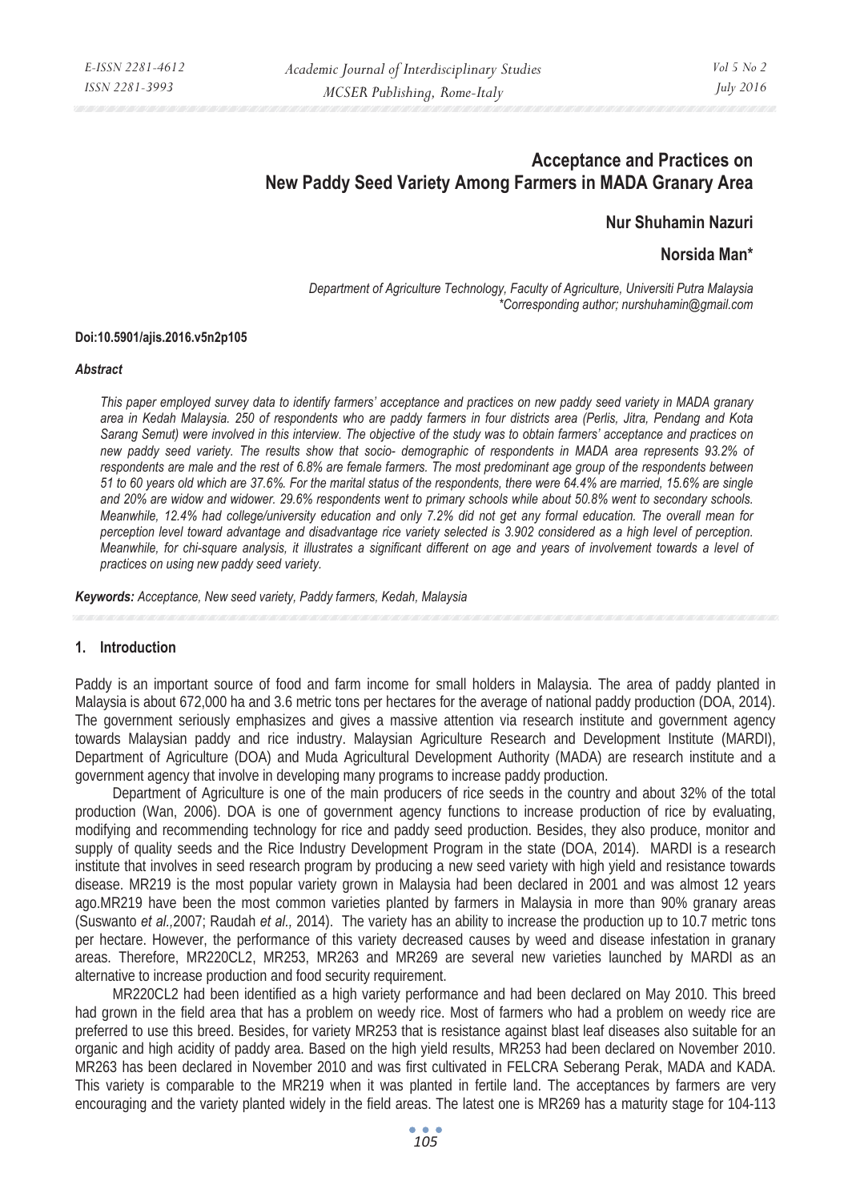# Acceptance and Practices on New Paddy Seed Variety Among Farmers in MADA Granary Area

**Nur Shuhamin Nazuri**

**Norsida Man***

*Department of Agriculture Technology, Faculty of Agriculture, Universiti Putra Malaysia*
*\*Corresponding author; nurshuhamin@gmail.com*

**Doi:10.5901/ajis.2016.v5n2p105**

***Abstract***

*This paper employed survey data to identify farmers' acceptance and practices on new paddy seed variety in MADA granary area in Kedah Malaysia. 250 of respondents who are paddy farmers in four districts area (Perlis, Jitra, Pendang and Kota Sarang Semut) were involved in this interview. The objective of the study was to obtain farmers' acceptance and practices on new paddy seed variety. The results show that socio- demographic of respondents in MADA area represents 93.2% of respondents are male and the rest of 6.8% are female farmers. The most predominant age group of the respondents between 51 to 60 years old which are 37.6%. For the marital status of the respondents, there were 64.4% are married, 15.6% are single and 20% are widow and widower. 29.6% respondents went to primary schools while about 50.8% went to secondary schools. Meanwhile, 12.4% had college/university education and only 7.2% did not get any formal education. The overall mean for perception level toward advantage and disadvantage rice variety selected is 3.902 considered as a high level of perception. Meanwhile, for chi-square analysis, it illustrates a significant different on age and years of involvement towards a level of practices on using new paddy seed variety.*

***Keywords:*** *Acceptance, New seed variety, Paddy farmers, Kedah, Malaysia*

## 1. Introduction

Paddy is an important source of food and farm income for small holders in Malaysia. The area of paddy planted in Malaysia is about 672,000 ha and 3.6 metric tons per hectares for the average of national paddy production (DOA, 2014). The government seriously emphasizes and gives a massive attention via research institute and government agency towards Malaysian paddy and rice industry. Malaysian Agriculture Research and Development Institute (MARDI), Department of Agriculture (DOA) and Muda Agricultural Development Authority (MADA) are research institute and a government agency that involve in developing many programs to increase paddy production.

Department of Agriculture is one of the main producers of rice seeds in the country and about 32% of the total production (Wan, 2006). DOA is one of government agency functions to increase production of rice by evaluating, modifying and recommending technology for rice and paddy seed production. Besides, they also produce, monitor and supply of quality seeds and the Rice Industry Development Program in the state (DOA, 2014). MARDI is a research institute that involves in seed research program by producing a new seed variety with high yield and resistance towards disease. MR219 is the most popular variety grown in Malaysia had been declared in 2001 and was almost 12 years ago.MR219 have been the most common varieties planted by farmers in Malaysia in more than 90% granary areas (Suswanto *et al.,*2007; Raudah *et al.,* 2014). The variety has an ability to increase the production up to 10.7 metric tons per hectare. However, the performance of this variety decreased causes by weed and disease infestation in granary areas. Therefore, MR220CL2, MR253, MR263 and MR269 are several new varieties launched by MARDI as an alternative to increase production and food security requirement.

MR220CL2 had been identified as a high variety performance and had been declared on May 2010. This breed had grown in the field area that has a problem on weedy rice. Most of farmers who had a problem on weedy rice are preferred to use this breed. Besides, for variety MR253 that is resistance against blast leaf diseases also suitable for an organic and high acidity of paddy area. Based on the high yield results, MR253 had been declared on November 2010. MR263 has been declared in November 2010 and was first cultivated in FELCRA Seberang Perak, MADA and KADA. This variety is comparable to the MR219 when it was planted in fertile land. The acceptances by farmers are very encouraging and the variety planted widely in the field areas. The latest one is MR269 has a maturity stage for 104-113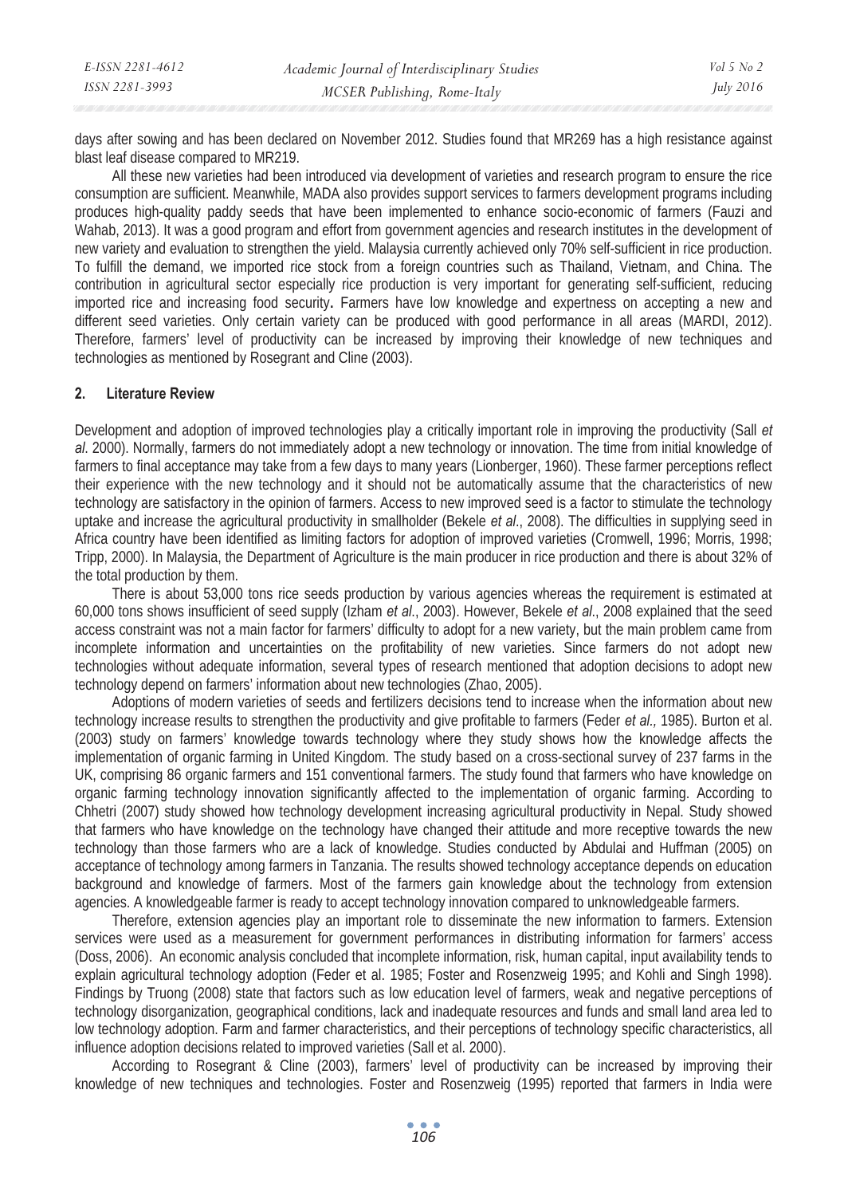days after sowing and has been declared on November 2012. Studies found that MR269 has a high resistance against blast leaf disease compared to MR219.

All these new varieties had been introduced via development of varieties and research program to ensure the rice consumption are sufficient. Meanwhile, MADA also provides support services to farmers development programs including produces high-quality paddy seeds that have been implemented to enhance socio-economic of farmers (Fauzi and Wahab, 2013). It was a good program and effort from government agencies and research institutes in the development of new variety and evaluation to strengthen the yield. Malaysia currently achieved only 70% self-sufficient in rice production. To fulfill the demand, we imported rice stock from a foreign countries such as Thailand, Vietnam, and China. The contribution in agricultural sector especially rice production is very important for generating self-sufficient, reducing imported rice and increasing food security**.** Farmers have low knowledge and expertness on accepting a new and different seed varieties. Only certain variety can be produced with good performance in all areas (MARDI, 2012). Therefore, farmers' level of productivity can be increased by improving their knowledge of new techniques and technologies as mentioned by Rosegrant and Cline (2003).

## 2. Literature Review

Development and adoption of improved technologies play a critically important role in improving the productivity (Sall *et al*. 2000). Normally, farmers do not immediately adopt a new technology or innovation. The time from initial knowledge of farmers to final acceptance may take from a few days to many years (Lionberger, 1960). These farmer perceptions reflect their experience with the new technology and it should not be automatically assume that the characteristics of new technology are satisfactory in the opinion of farmers. Access to new improved seed is a factor to stimulate the technology uptake and increase the agricultural productivity in smallholder (Bekele *et al*., 2008). The difficulties in supplying seed in Africa country have been identified as limiting factors for adoption of improved varieties (Cromwell, 1996; Morris, 1998; Tripp, 2000). In Malaysia, the Department of Agriculture is the main producer in rice production and there is about 32% of the total production by them.

There is about 53,000 tons rice seeds production by various agencies whereas the requirement is estimated at 60,000 tons shows insufficient of seed supply (Izham *et al*., 2003). However, Bekele *et al*., 2008 explained that the seed access constraint was not a main factor for farmers' difficulty to adopt for a new variety, but the main problem came from incomplete information and uncertainties on the profitability of new varieties. Since farmers do not adopt new technologies without adequate information, several types of research mentioned that adoption decisions to adopt new technology depend on farmers' information about new technologies (Zhao, 2005).

Adoptions of modern varieties of seeds and fertilizers decisions tend to increase when the information about new technology increase results to strengthen the productivity and give profitable to farmers (Feder *et al.,* 1985). Burton et al. (2003) study on farmers' knowledge towards technology where they study shows how the knowledge affects the implementation of organic farming in United Kingdom. The study based on a cross-sectional survey of 237 farms in the UK, comprising 86 organic farmers and 151 conventional farmers. The study found that farmers who have knowledge on organic farming technology innovation significantly affected to the implementation of organic farming. According to Chhetri (2007) study showed how technology development increasing agricultural productivity in Nepal. Study showed that farmers who have knowledge on the technology have changed their attitude and more receptive towards the new technology than those farmers who are a lack of knowledge. Studies conducted by Abdulai and Huffman (2005) on acceptance of technology among farmers in Tanzania. The results showed technology acceptance depends on education background and knowledge of farmers. Most of the farmers gain knowledge about the technology from extension agencies. A knowledgeable farmer is ready to accept technology innovation compared to unknowledgeable farmers.

Therefore, extension agencies play an important role to disseminate the new information to farmers. Extension services were used as a measurement for government performances in distributing information for farmers' access (Doss, 2006). An economic analysis concluded that incomplete information, risk, human capital, input availability tends to explain agricultural technology adoption (Feder et al. 1985; Foster and Rosenzweig 1995; and Kohli and Singh 1998). Findings by Truong (2008) state that factors such as low education level of farmers, weak and negative perceptions of technology disorganization, geographical conditions, lack and inadequate resources and funds and small land area led to low technology adoption. Farm and farmer characteristics, and their perceptions of technology specific characteristics, all influence adoption decisions related to improved varieties (Sall et al. 2000).

According to Rosegrant & Cline (2003), farmers' level of productivity can be increased by improving their knowledge of new techniques and technologies. Foster and Rosenzweig (1995) reported that farmers in India were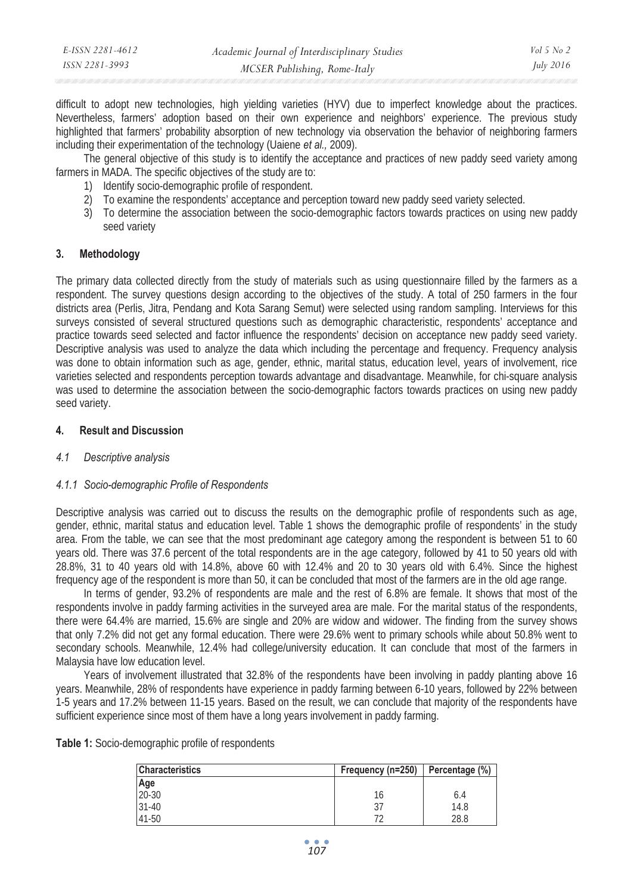difficult to adopt new technologies, high yielding varieties (HYV) due to imperfect knowledge about the practices. Nevertheless, farmers' adoption based on their own experience and neighbors' experience. The previous study highlighted that farmers' probability absorption of new technology via observation the behavior of neighboring farmers including their experimentation of the technology (Uaiene *et al.,* 2009).

The general objective of this study is to identify the acceptance and practices of new paddy seed variety among farmers in MADA. The specific objectives of the study are to:

1) Identify socio-demographic profile of respondent.
2) To examine the respondents' acceptance and perception toward new paddy seed variety selected.
3) To determine the association between the socio-demographic factors towards practices on using new paddy seed variety

## 3. Methodology

The primary data collected directly from the study of materials such as using questionnaire filled by the farmers as a respondent. The survey questions design according to the objectives of the study. A total of 250 farmers in the four districts area (Perlis, Jitra, Pendang and Kota Sarang Semut) were selected using random sampling. Interviews for this surveys consisted of several structured questions such as demographic characteristic, respondents' acceptance and practice towards seed selected and factor influence the respondents' decision on acceptance new paddy seed variety. Descriptive analysis was used to analyze the data which including the percentage and frequency. Frequency analysis was done to obtain information such as age, gender, ethnic, marital status, education level, years of involvement, rice varieties selected and respondents perception towards advantage and disadvantage. Meanwhile, for chi-square analysis was used to determine the association between the socio-demographic factors towards practices on using new paddy seed variety.

## 4. Result and Discussion

### *4.1 Descriptive analysis*

#### *4.1.1 Socio-demographic Profile of Respondents*

Descriptive analysis was carried out to discuss the results on the demographic profile of respondents such as age, gender, ethnic, marital status and education level. Table 1 shows the demographic profile of respondents' in the study area. From the table, we can see that the most predominant age category among the respondent is between 51 to 60 years old. There was 37.6 percent of the total respondents are in the age category, followed by 41 to 50 years old with 28.8%, 31 to 40 years old with 14.8%, above 60 with 12.4% and 20 to 30 years old with 6.4%. Since the highest frequency age of the respondent is more than 50, it can be concluded that most of the farmers are in the old age range.

In terms of gender, 93.2% of respondents are male and the rest of 6.8% are female. It shows that most of the respondents involve in paddy farming activities in the surveyed area are male. For the marital status of the respondents, there were 64.4% are married, 15.6% are single and 20% are widow and widower. The finding from the survey shows that only 7.2% did not get any formal education. There were 29.6% went to primary schools while about 50.8% went to secondary schools. Meanwhile, 12.4% had college/university education. It can conclude that most of the farmers in Malaysia have low education level.

Years of involvement illustrated that 32.8% of the respondents have been involving in paddy planting above 16 years. Meanwhile, 28% of respondents have experience in paddy farming between 6-10 years, followed by 22% between 1-5 years and 17.2% between 11-15 years. Based on the result, we can conclude that majority of the respondents have sufficient experience since most of them have a long years involvement in paddy farming.

**Table 1:** Socio-demographic profile of respondents

| Characteristics | Frequency (n=250) | Percentage (%) |
|---|---|---|
| **Age** | | |
| 20-30 | 16 | 6.4 |
| 31-40 | 37 | 14.8 |
| 41-50 | 72 | 28.8 |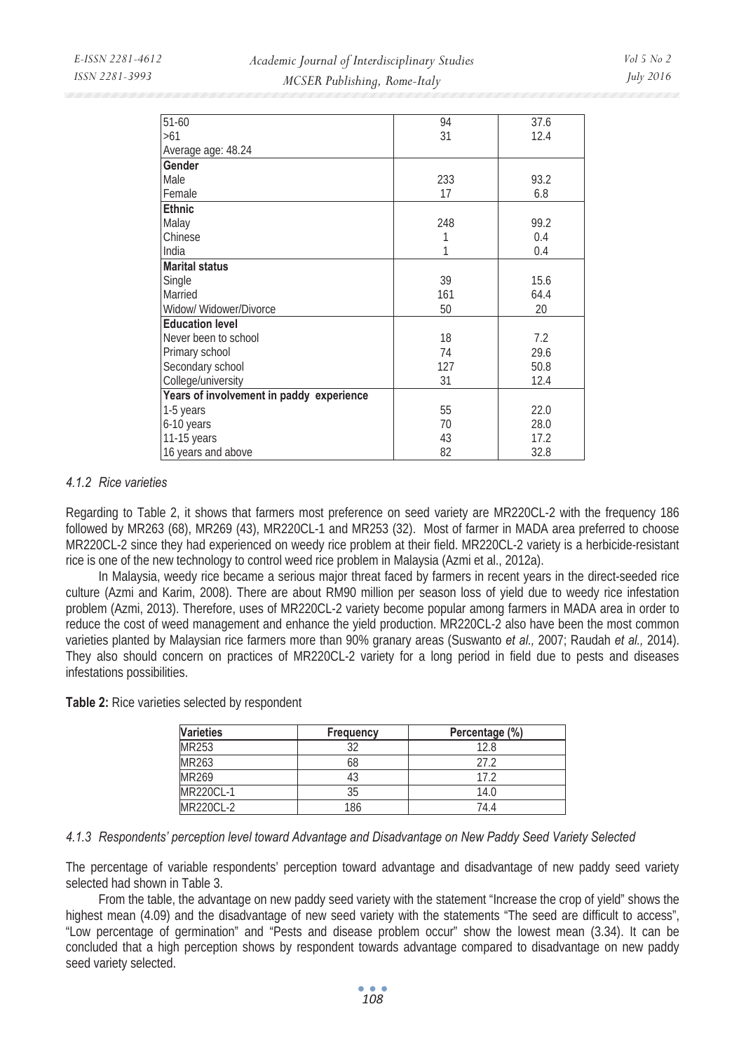| | | |
|---|---|---|
| 51-60 | 94 | 37.6 |
| >61 | 31 | 12.4 |
| Average age: 48.24 | | |
| **Gender** | | |
| Male | 233 | 93.2 |
| Female | 17 | 6.8 |
| **Ethnic** | | |
| Malay | 248 | 99.2 |
| Chinese | 1 | 0.4 |
| India | 1 | 0.4 |
| **Marital status** | | |
| Single | 39 | 15.6 |
| Married | 161 | 64.4 |
| Widow/ Widower/Divorce | 50 | 20 |
| **Education level** | | |
| Never been to school | 18 | 7.2 |
| Primary school | 74 | 29.6 |
| Secondary school | 127 | 50.8 |
| College/university | 31 | 12.4 |
| **Years of involvement in paddy experience** | | |
| 1-5 years | 55 | 22.0 |
| 6-10 years | 70 | 28.0 |
| 11-15 years | 43 | 17.2 |
| 16 years and above | 82 | 32.8 |

#### *4.1.2 Rice varieties*

Regarding to Table 2, it shows that farmers most preference on seed variety are MR220CL-2 with the frequency 186 followed by MR263 (68), MR269 (43), MR220CL-1 and MR253 (32). Most of farmer in MADA area preferred to choose MR220CL-2 since they had experienced on weedy rice problem at their field. MR220CL-2 variety is a herbicide-resistant rice is one of the new technology to control weed rice problem in Malaysia (Azmi et al., 2012a).

In Malaysia, weedy rice became a serious major threat faced by farmers in recent years in the direct-seeded rice culture (Azmi and Karim, 2008). There are about RM90 million per season loss of yield due to weedy rice infestation problem (Azmi, 2013). Therefore, uses of MR220CL-2 variety become popular among farmers in MADA area in order to reduce the cost of weed management and enhance the yield production. MR220CL-2 also have been the most common varieties planted by Malaysian rice farmers more than 90% granary areas (Suswanto *et al.,* 2007; Raudah *et al.,* 2014). They also should concern on practices of MR220CL-2 variety for a long period in field due to pests and diseases infestations possibilities.

**Table 2:** Rice varieties selected by respondent

| Varieties | Frequency | Percentage (%) |
|---|---|---|
| MR253 | 32 | 12.8 |
| MR263 | 68 | 27.2 |
| MR269 | 43 | 17.2 |
| MR220CL-1 | 35 | 14.0 |
| MR220CL-2 | 186 | 74.4 |

#### *4.1.3 Respondents' perception level toward Advantage and Disadvantage on New Paddy Seed Variety Selected*

The percentage of variable respondents' perception toward advantage and disadvantage of new paddy seed variety selected had shown in Table 3.

From the table, the advantage on new paddy seed variety with the statement "Increase the crop of yield" shows the highest mean (4.09) and the disadvantage of new seed variety with the statements "The seed are difficult to access", "Low percentage of germination" and "Pests and disease problem occur" show the lowest mean (3.34). It can be concluded that a high perception shows by respondent towards advantage compared to disadvantage on new paddy seed variety selected.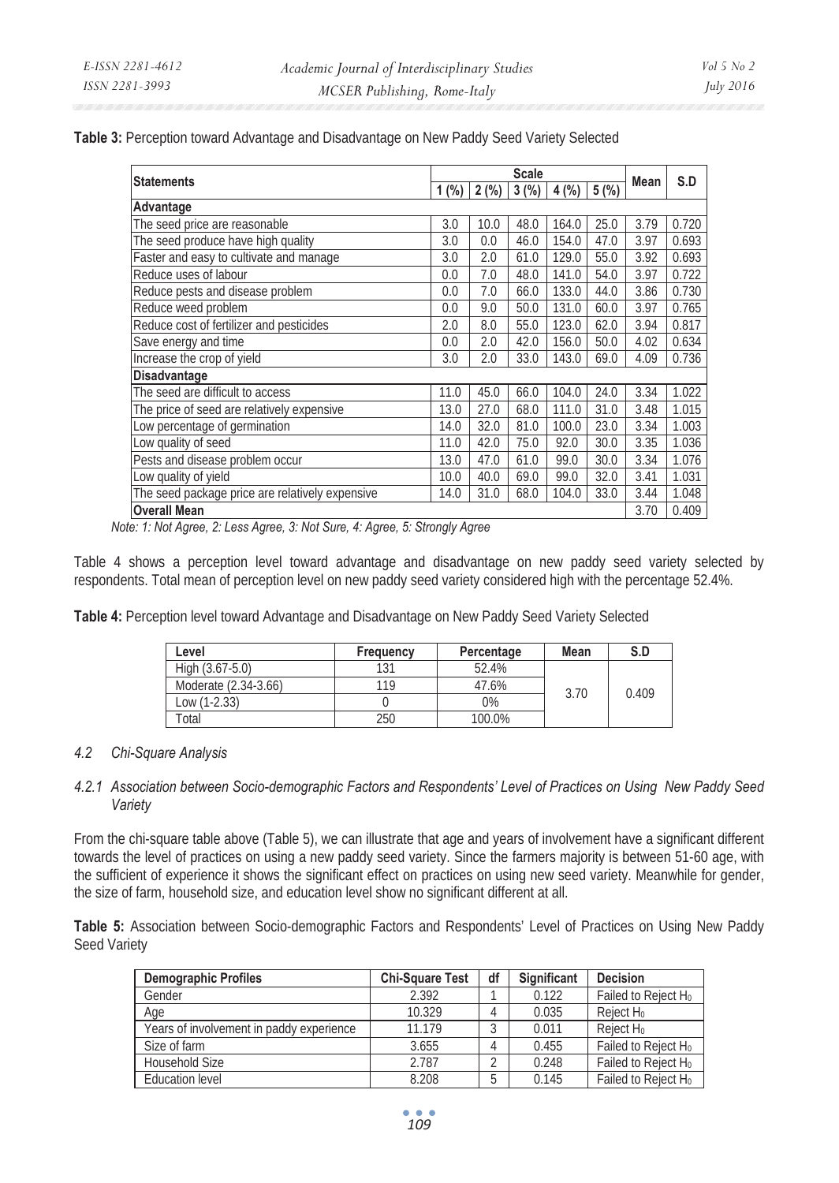**Table 3:** Perception toward Advantage and Disadvantage on New Paddy Seed Variety Selected

| Statements | Scale | | | | | Mean | S.D |
|---|---|---|---|---|---|---|---|
| | 1 (%) | 2 (%) | 3 (%) | 4 (%) | 5 (%) | | |
| **Advantage** | | | | | | | |
| The seed price are reasonable | 3.0 | 10.0 | 48.0 | 164.0 | 25.0 | 3.79 | 0.720 |
| The seed produce have high quality | 3.0 | 0.0 | 46.0 | 154.0 | 47.0 | 3.97 | 0.693 |
| Faster and easy to cultivate and manage | 3.0 | 2.0 | 61.0 | 129.0 | 55.0 | 3.92 | 0.693 |
| Reduce uses of labour | 0.0 | 7.0 | 48.0 | 141.0 | 54.0 | 3.97 | 0.722 |
| Reduce pests and disease problem | 0.0 | 7.0 | 66.0 | 133.0 | 44.0 | 3.86 | 0.730 |
| Reduce weed problem | 0.0 | 9.0 | 50.0 | 131.0 | 60.0 | 3.97 | 0.765 |
| Reduce cost of fertilizer and pesticides | 2.0 | 8.0 | 55.0 | 123.0 | 62.0 | 3.94 | 0.817 |
| Save energy and time | 0.0 | 2.0 | 42.0 | 156.0 | 50.0 | 4.02 | 0.634 |
| Increase the crop of yield | 3.0 | 2.0 | 33.0 | 143.0 | 69.0 | 4.09 | 0.736 |
| **Disadvantage** | | | | | | | |
| The seed are difficult to access | 11.0 | 45.0 | 66.0 | 104.0 | 24.0 | 3.34 | 1.022 |
| The price of seed are relatively expensive | 13.0 | 27.0 | 68.0 | 111.0 | 31.0 | 3.48 | 1.015 |
| Low percentage of germination | 14.0 | 32.0 | 81.0 | 100.0 | 23.0 | 3.34 | 1.003 |
| Low quality of seed | 11.0 | 42.0 | 75.0 | 92.0 | 30.0 | 3.35 | 1.036 |
| Pests and disease problem occur | 13.0 | 47.0 | 61.0 | 99.0 | 30.0 | 3.34 | 1.076 |
| Low quality of yield | 10.0 | 40.0 | 69.0 | 99.0 | 32.0 | 3.41 | 1.031 |
| The seed package price are relatively expensive | 14.0 | 31.0 | 68.0 | 104.0 | 33.0 | 3.44 | 1.048 |
| **Overall Mean** | | | | | | 3.70 | 0.409 |

*Note: 1: Not Agree, 2: Less Agree, 3: Not Sure, 4: Agree, 5: Strongly Agree*

Table 4 shows a perception level toward advantage and disadvantage on new paddy seed variety selected by respondents. Total mean of perception level on new paddy seed variety considered high with the percentage 52.4%.

**Table 4:** Perception level toward Advantage and Disadvantage on New Paddy Seed Variety Selected

| Level | Frequency | Percentage | Mean | S.D |
|---|---|---|---|---|
| High (3.67-5.0) | 131 | 52.4% | 3.70 | 0.409 |
| Moderate (2.34-3.66) | 119 | 47.6% | | |
| Low (1-2.33) | 0 | 0% | | |
| Total | 250 | 100.0% | | |

### *4.2 Chi-Square Analysis*

#### *4.2.1 Association between Socio-demographic Factors and Respondents' Level of Practices on Using New Paddy Seed Variety*

From the chi-square table above (Table 5), we can illustrate that age and years of involvement have a significant different towards the level of practices on using a new paddy seed variety. Since the farmers majority is between 51-60 age, with the sufficient of experience it shows the significant effect on practices on using new seed variety. Meanwhile for gender, the size of farm, household size, and education level show no significant different at all.

**Table 5:** Association between Socio-demographic Factors and Respondents' Level of Practices on Using New Paddy Seed Variety

| Demographic Profiles | Chi-Square Test | df | Significant | Decision |
|---|---|---|---|---|
| Gender | 2.392 | 1 | 0.122 | Failed to Reject $H_0$ |
| Age | 10.329 | 4 | 0.035 | Reject $H_0$ |
| Years of involvement in paddy experience | 11.179 | 3 | 0.011 | Reject $H_0$ |
| Size of farm | 3.655 | 4 | 0.455 | Failed to Reject $H_0$ |
| Household Size | 2.787 | 2 | 0.248 | Failed to Reject $H_0$ |
| Education level | 8.208 | 5 | 0.145 | Failed to Reject $H_0$ |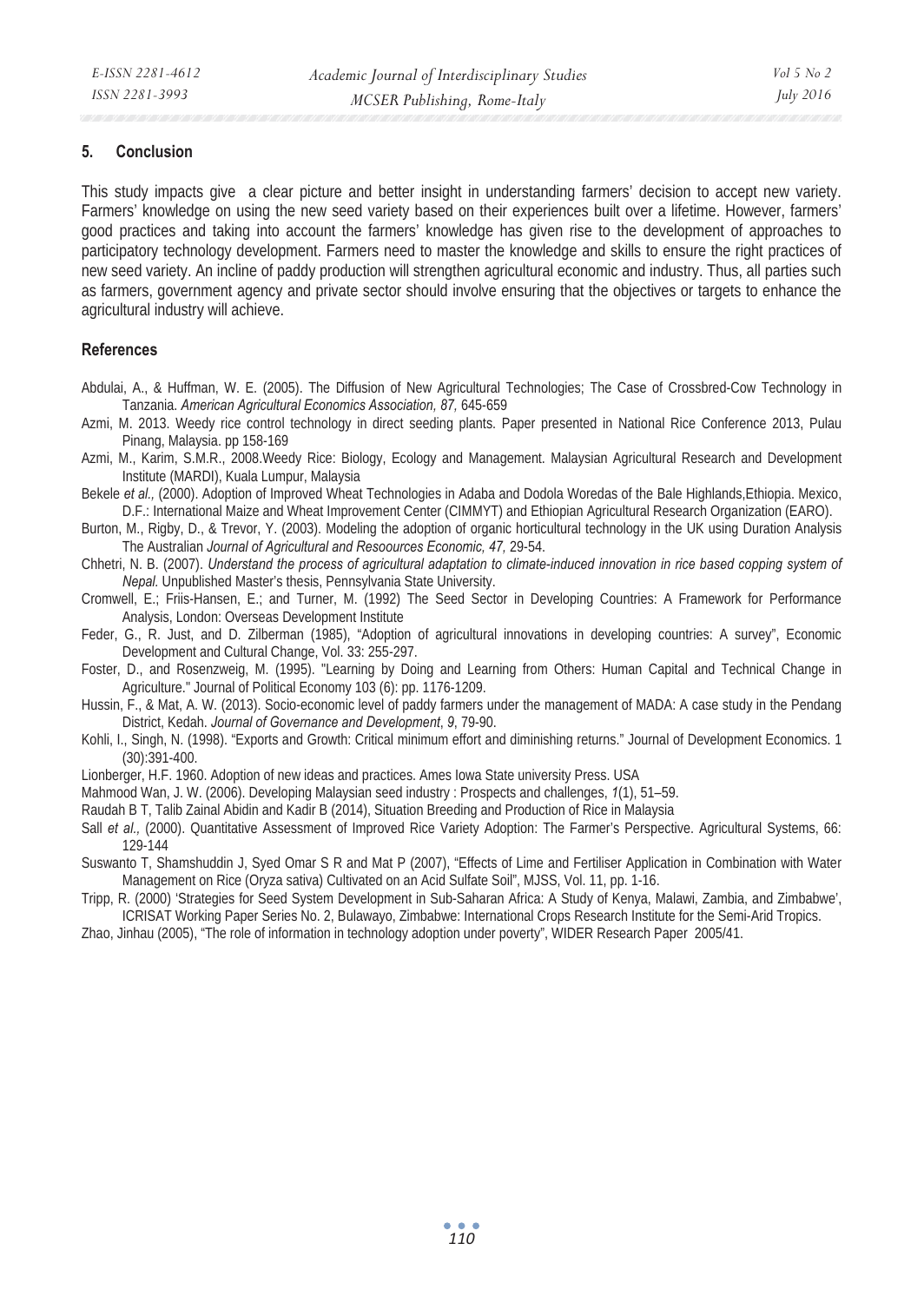## 5. Conclusion

This study impacts give a clear picture and better insight in understanding farmers' decision to accept new variety. Farmers' knowledge on using the new seed variety based on their experiences built over a lifetime. However, farmers' good practices and taking into account the farmers' knowledge has given rise to the development of approaches to participatory technology development. Farmers need to master the knowledge and skills to ensure the right practices of new seed variety. An incline of paddy production will strengthen agricultural economic and industry. Thus, all parties such as farmers, government agency and private sector should involve ensuring that the objectives or targets to enhance the agricultural industry will achieve.

## References

Abdulai, A., & Huffman, W. E. (2005). The Diffusion of New Agricultural Technologies; The Case of Crossbred-Cow Technology in Tanzania. *American Agricultural Economics Association, 87,* 645-659

Azmi, M. 2013. Weedy rice control technology in direct seeding plants. Paper presented in National Rice Conference 2013, Pulau Pinang, Malaysia. pp 158-169

Azmi, M., Karim, S.M.R., 2008.Weedy Rice: Biology, Ecology and Management. Malaysian Agricultural Research and Development Institute (MARDI), Kuala Lumpur, Malaysia

Bekele *et al.,* (2000). Adoption of Improved Wheat Technologies in Adaba and Dodola Woredas of the Bale Highlands,Ethiopia. Mexico, D.F.: International Maize and Wheat Improvement Center (CIMMYT) and Ethiopian Agricultural Research Organization (EARO).

Burton, M., Rigby, D., & Trevor, Y. (2003). Modeling the adoption of organic horticultural technology in the UK using Duration Analysis The Australian *Journal of Agricultural and Resoources Economic, 47,* 29-54.

Chhetri, N. B. (2007). *Understand the process of agricultural adaptation to climate-induced innovation in rice based copping system of Nepal.* Unpublished Master's thesis, Pennsylvania State University.

Cromwell, E.; Friis-Hansen, E.; and Turner, M. (1992) The Seed Sector in Developing Countries: A Framework for Performance Analysis, London: Overseas Development Institute

Feder, G., R. Just, and D. Zilberman (1985), "Adoption of agricultural innovations in developing countries: A survey", Economic Development and Cultural Change, Vol. 33: 255-297.

Foster, D., and Rosenzweig, M. (1995). "Learning by Doing and Learning from Others: Human Capital and Technical Change in Agriculture." Journal of Political Economy 103 (6): pp. 1176-1209.

Hussin, F., & Mat, A. W. (2013). Socio-economic level of paddy farmers under the management of MADA: A case study in the Pendang District, Kedah. *Journal of Governance and Development*, *9*, 79-90.

Kohli, I., Singh, N. (1998). "Exports and Growth: Critical minimum effort and diminishing returns." Journal of Development Economics. 1 (30):391-400.

Lionberger, H.F. 1960. Adoption of new ideas and practices. Ames Iowa State university Press. USA

Mahmood Wan, J. W. (2006). Developing Malaysian seed industry : Prospects and challenges, *1*(1), 51–59.

Raudah B T, Talib Zainal Abidin and Kadir B (2014), Situation Breeding and Production of Rice in Malaysia

Sall *et al.,* (2000). Quantitative Assessment of Improved Rice Variety Adoption: The Farmer's Perspective. Agricultural Systems, 66: 129-144

Suswanto T, Shamshuddin J, Syed Omar S R and Mat P (2007), "Effects of Lime and Fertiliser Application in Combination with Water Management on Rice (Oryza sativa) Cultivated on an Acid Sulfate Soil", MJSS, Vol. 11, pp. 1-16.

Tripp, R. (2000) 'Strategies for Seed System Development in Sub-Saharan Africa: A Study of Kenya, Malawi, Zambia, and Zimbabwe', ICRISAT Working Paper Series No. 2, Bulawayo, Zimbabwe: International Crops Research Institute for the Semi-Arid Tropics.

Zhao, Jinhau (2005), "The role of information in technology adoption under poverty", WIDER Research Paper 2005/41.